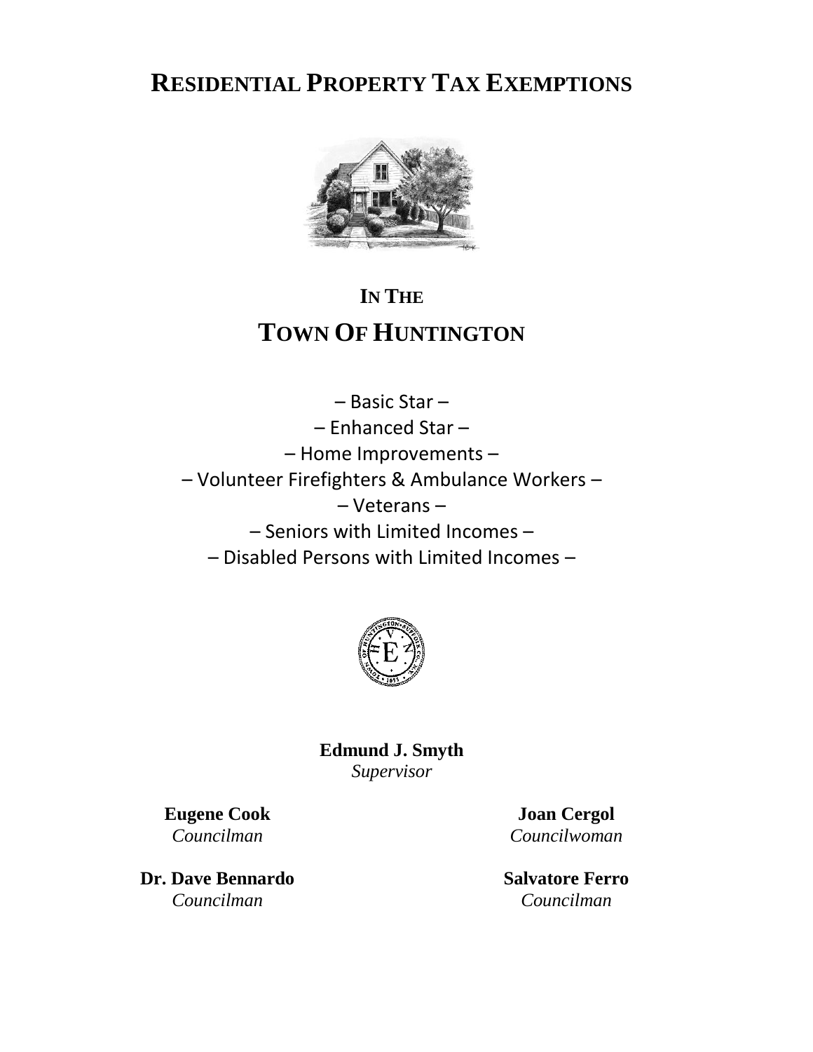# RESIDENTIAL PROPERTY TAX EXEMPTIONS

## IN THE

## TOWN OF HUNTINGTON

– Basic Star –

– Enhanced Star –

– Home Improvements –

– Volunteer Firefighters & Ambulance Workers –

– Veterans –

– Seniors with Limited Incomes –

– Disabled Persons with Limited Incomes –

**Edmund J. Smyth**
*Supervisor*

**Eugene Cook**
*Councilman*

**Joan Cergol**
*Councilwoman*

**Dr. Dave Bennardo**
*Councilman*

**Salvatore Ferro**
*Councilman*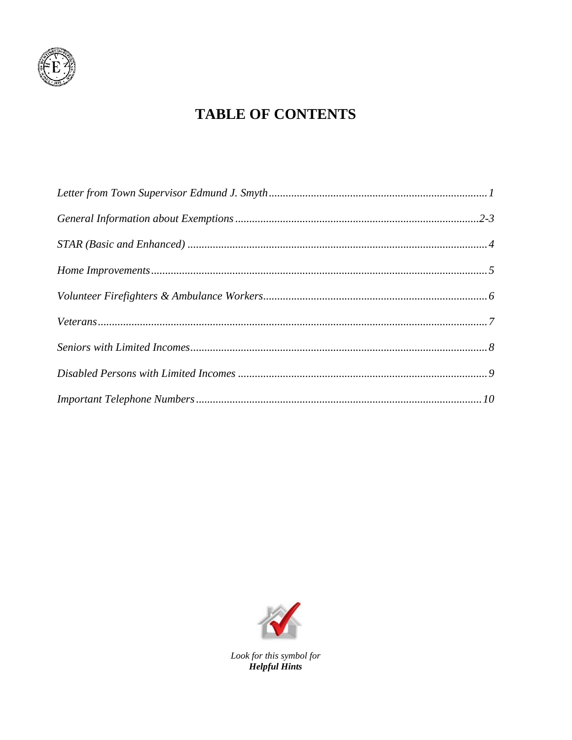# TABLE OF CONTENTS

*Letter from Town Supervisor Edmund J. Smyth* ........................................ *1*

*General Information about Exemptions* ........................................ *2-3*

*STAR (Basic and Enhanced)* ........................................ *4*

*Home Improvements* ........................................ *5*

*Volunteer Firefighters & Ambulance Workers* ........................................ *6*

*Veterans* ........................................ *7*

*Seniors with Limited Incomes* ........................................ *8*

*Disabled Persons with Limited Incomes* ........................................ *9*

*Important Telephone Numbers* ........................................ *10*

*Look for this symbol for*
***Helpful Hints***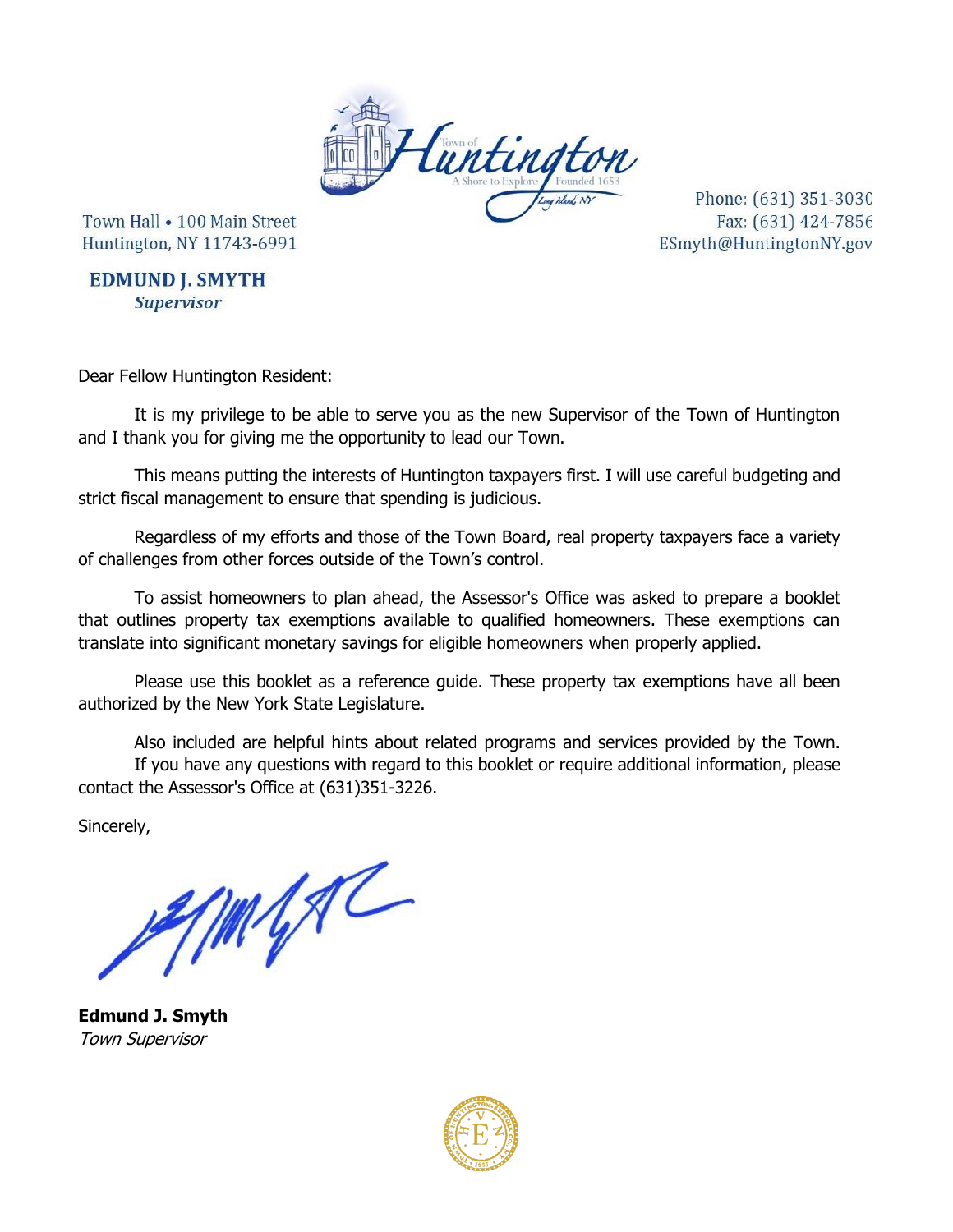Town Hall • 100 Main Street
Huntington, NY 11743-6991

Phone: (631) 351-3030
Fax: (631) 424-7856
ESmyth@HuntingtonNY.gov

**EDMUND J. SMYTH**
***Supervisor***

Dear Fellow Huntington Resident:

It is my privilege to be able to serve you as the new Supervisor of the Town of Huntington and I thank you for giving me the opportunity to lead our Town.

This means putting the interests of Huntington taxpayers first. I will use careful budgeting and strict fiscal management to ensure that spending is judicious.

Regardless of my efforts and those of the Town Board, real property taxpayers face a variety of challenges from other forces outside of the Town's control.

To assist homeowners to plan ahead, the Assessor's Office was asked to prepare a booklet that outlines property tax exemptions available to qualified homeowners. These exemptions can translate into significant monetary savings for eligible homeowners when properly applied.

Please use this booklet as a reference guide. These property tax exemptions have all been authorized by the New York State Legislature.

Also included are helpful hints about related programs and services provided by the Town.
If you have any questions with regard to this booklet or require additional information, please contact the Assessor's Office at (631)351-3226.

Sincerely,

**Edmund J. Smyth**
*Town Supervisor*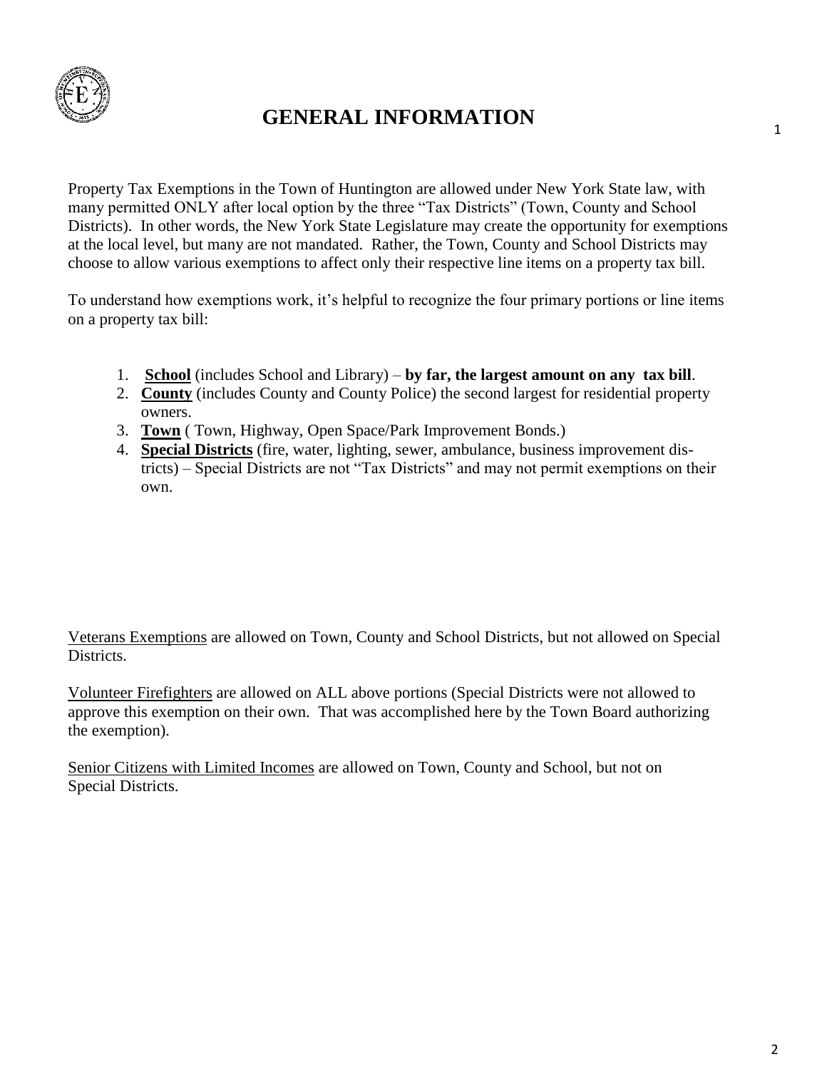# GENERAL INFORMATION

Property Tax Exemptions in the Town of Huntington are allowed under New York State law, with many permitted ONLY after local option by the three "Tax Districts" (Town, County and School Districts). In other words, the New York State Legislature may create the opportunity for exemptions at the local level, but many are not mandated. Rather, the Town, County and School Districts may choose to allow various exemptions to affect only their respective line items on a property tax bill.

To understand how exemptions work, it's helpful to recognize the four primary portions or line items on a property tax bill:

1. **School** (includes School and Library) – **by far, the largest amount on any tax bill**.
2. **County** (includes County and County Police) the second largest for residential property owners.
3. **Town** ( Town, Highway, Open Space/Park Improvement Bonds.)
4. **Special Districts** (fire, water, lighting, sewer, ambulance, business improvement districts) – Special Districts are not "Tax Districts" and may not permit exemptions on their own.

Veterans Exemptions are allowed on Town, County and School Districts, but not allowed on Special Districts.

Volunteer Firefighters are allowed on ALL above portions (Special Districts were not allowed to approve this exemption on their own. That was accomplished here by the Town Board authorizing the exemption).

Senior Citizens with Limited Incomes are allowed on Town, County and School, but not on Special Districts.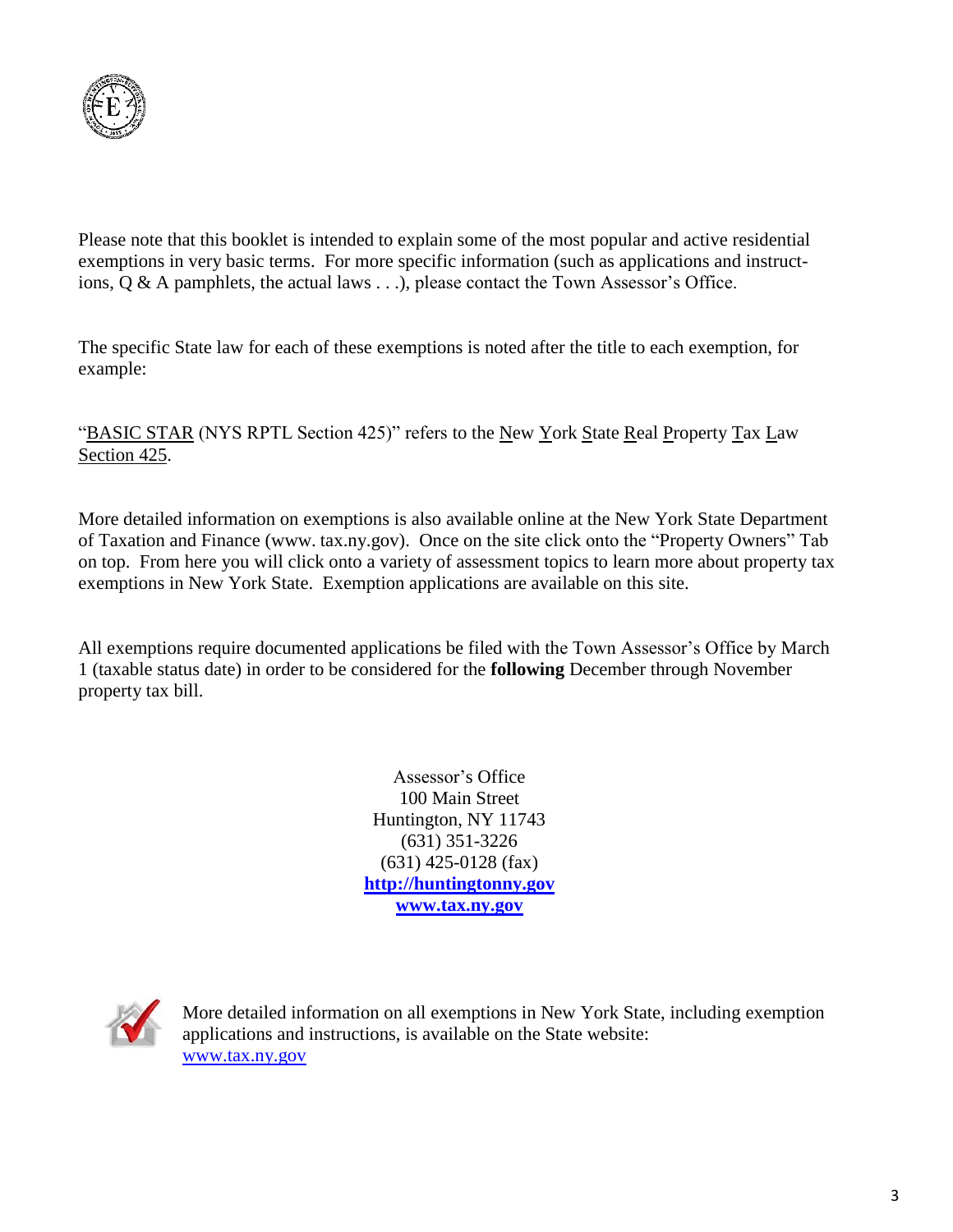Please note that this booklet is intended to explain some of the most popular and active residential exemptions in very basic terms. For more specific information (such as applications and instructions, Q & A pamphlets, the actual laws . . .), please contact the Town Assessor's Office.

The specific State law for each of these exemptions is noted after the title to each exemption, for example:

"BASIC STAR (NYS RPTL Section 425)" refers to the New York State Real Property Tax Law Section 425.

More detailed information on exemptions is also available online at the New York State Department of Taxation and Finance (www. tax.ny.gov). Once on the site click onto the "Property Owners" Tab on top. From here you will click onto a variety of assessment topics to learn more about property tax exemptions in New York State. Exemption applications are available on this site.

All exemptions require documented applications be filed with the Town Assessor's Office by March 1 (taxable status date) in order to be considered for the **following** December through November property tax bill.

Assessor's Office
100 Main Street
Huntington, NY 11743
(631) 351-3226
(631) 425-0128 (fax)
**http://huntingtonny.gov**
**www.tax.ny.gov**

More detailed information on all exemptions in New York State, including exemption applications and instructions, is available on the State website: www.tax.ny.gov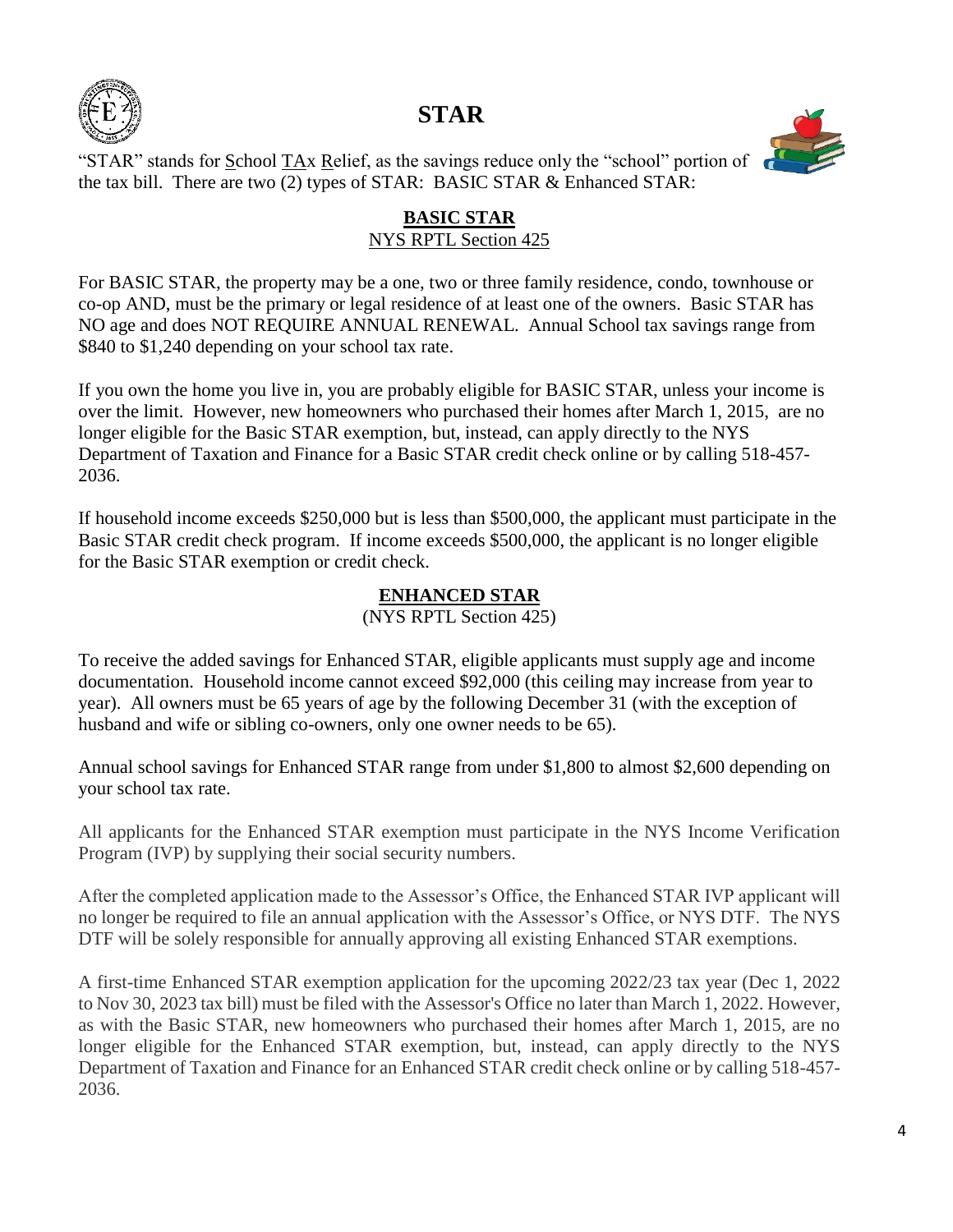# STAR

"STAR" stands for School TAx Relief, as the savings reduce only the "school" portion of the tax bill. There are two (2) types of STAR: BASIC STAR & Enhanced STAR:

## BASIC STAR

NYS RPTL Section 425

For BASIC STAR, the property may be a one, two or three family residence, condo, townhouse or co-op AND, must be the primary or legal residence of at least one of the owners. Basic STAR has NO age and does NOT REQUIRE ANNUAL RENEWAL. Annual School tax savings range from $840 to $1,240 depending on your school tax rate.

If you own the home you live in, you are probably eligible for BASIC STAR, unless your income is over the limit. However, new homeowners who purchased their homes after March 1, 2015, are no longer eligible for the Basic STAR exemption, but, instead, can apply directly to the NYS Department of Taxation and Finance for a Basic STAR credit check online or by calling 518-457-2036.

If household income exceeds $250,000 but is less than $500,000, the applicant must participate in the Basic STAR credit check program. If income exceeds $500,000, the applicant is no longer eligible for the Basic STAR exemption or credit check.

## ENHANCED STAR

(NYS RPTL Section 425)

To receive the added savings for Enhanced STAR, eligible applicants must supply age and income documentation. Household income cannot exceed $92,000 (this ceiling may increase from year to year). All owners must be 65 years of age by the following December 31 (with the exception of husband and wife or sibling co-owners, only one owner needs to be 65).

Annual school savings for Enhanced STAR range from under $1,800 to almost $2,600 depending on your school tax rate.

All applicants for the Enhanced STAR exemption must participate in the NYS Income Verification Program (IVP) by supplying their social security numbers.

After the completed application made to the Assessor's Office, the Enhanced STAR IVP applicant will no longer be required to file an annual application with the Assessor's Office, or NYS DTF. The NYS DTF will be solely responsible for annually approving all existing Enhanced STAR exemptions.

A first-time Enhanced STAR exemption application for the upcoming 2022/23 tax year (Dec 1, 2022 to Nov 30, 2023 tax bill) must be filed with the Assessor's Office no later than March 1, 2022. However, as with the Basic STAR, new homeowners who purchased their homes after March 1, 2015, are no longer eligible for the Enhanced STAR exemption, but, instead, can apply directly to the NYS Department of Taxation and Finance for an Enhanced STAR credit check online or by calling 518-457-2036.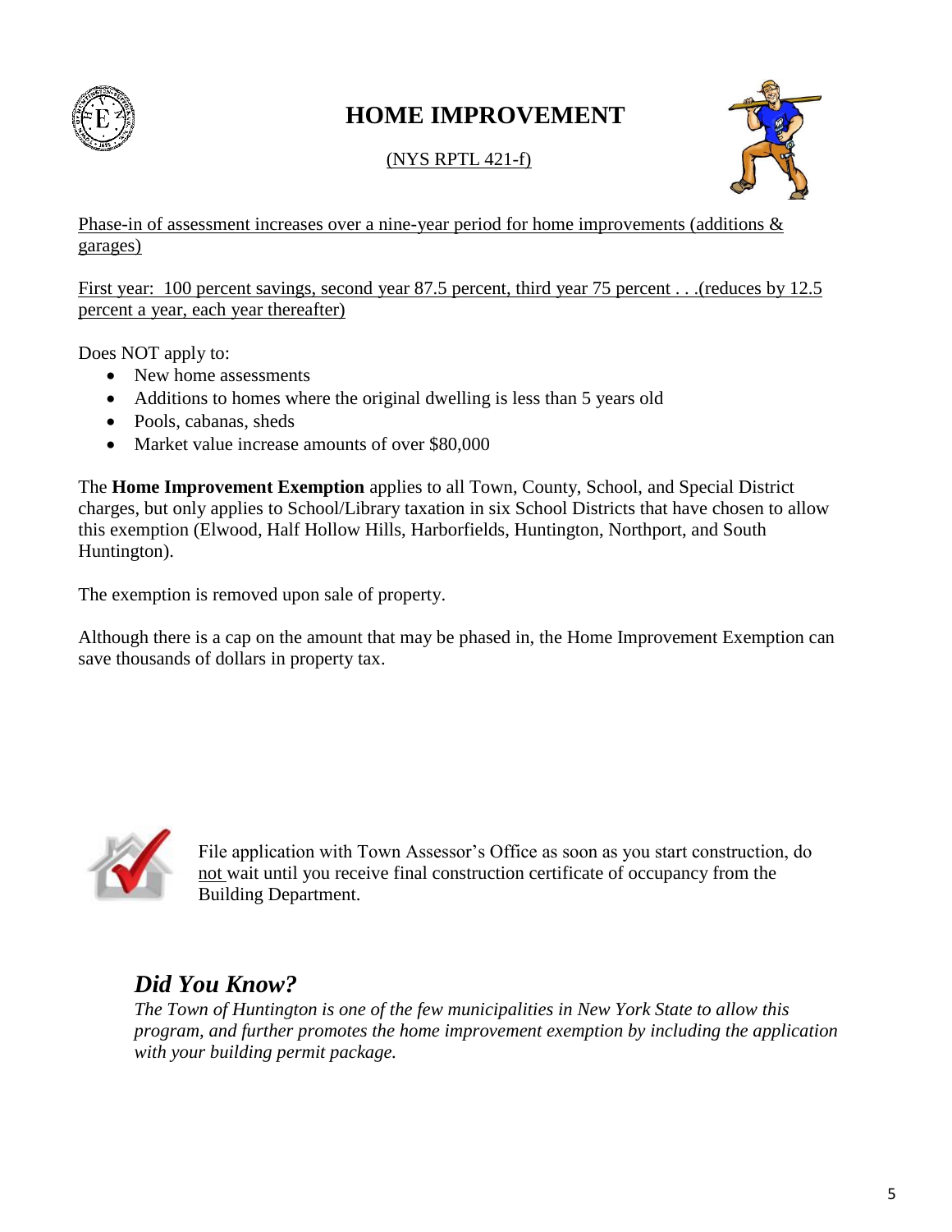# HOME IMPROVEMENT

(NYS RPTL 421-f)

Phase-in of assessment increases over a nine-year period for home improvements (additions & garages)

First year:  100 percent savings, second year 87.5 percent, third year 75 percent . . .(reduces by 12.5 percent a year, each year thereafter)

Does NOT apply to:

- New home assessments
- Additions to homes where the original dwelling is less than 5 years old
- Pools, cabanas, sheds
- Market value increase amounts of over $80,000

The **Home Improvement Exemption** applies to all Town, County, School, and Special District charges, but only applies to School/Library taxation in six School Districts that have chosen to allow this exemption (Elwood, Half Hollow Hills, Harborfields, Huntington, Northport, and South Huntington).

The exemption is removed upon sale of property.

Although there is a cap on the amount that may be phased in, the Home Improvement Exemption can save thousands of dollars in property tax.

File application with Town Assessor's Office as soon as you start construction, do not wait until you receive final construction certificate of occupancy from the Building Department.

## *Did You Know?*

*The Town of Huntington is one of the few municipalities in New York State to allow this program, and further promotes the home improvement exemption by including the application with your building permit package.*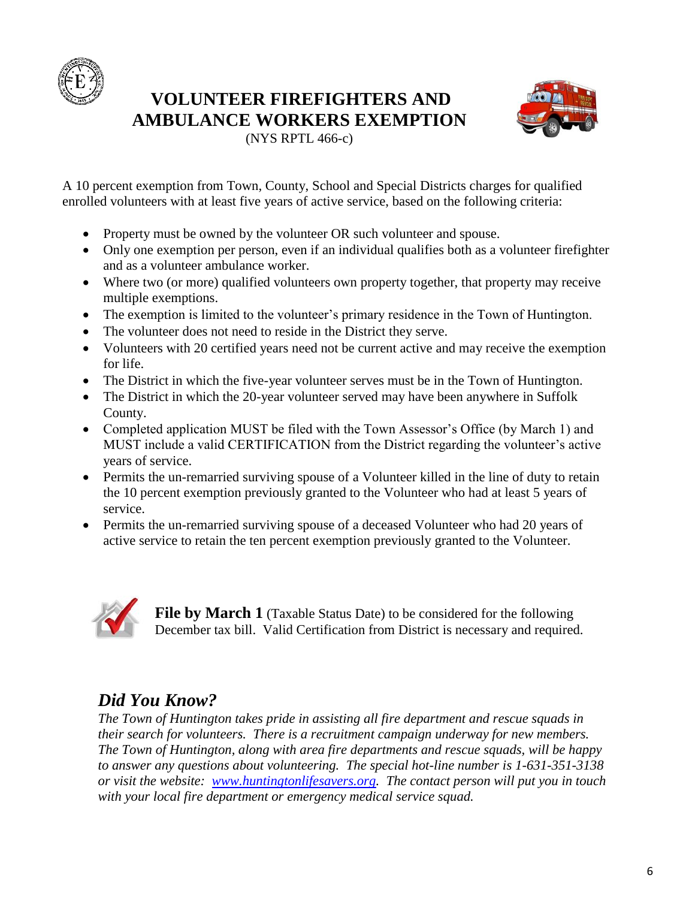# VOLUNTEER FIREFIGHTERS AND AMBULANCE WORKERS EXEMPTION

(NYS RPTL 466-c)

A 10 percent exemption from Town, County, School and Special Districts charges for qualified enrolled volunteers with at least five years of active service, based on the following criteria:

- Property must be owned by the volunteer OR such volunteer and spouse.
- Only one exemption per person, even if an individual qualifies both as a volunteer firefighter and as a volunteer ambulance worker.
- Where two (or more) qualified volunteers own property together, that property may receive multiple exemptions.
- The exemption is limited to the volunteer's primary residence in the Town of Huntington.
- The volunteer does not need to reside in the District they serve.
- Volunteers with 20 certified years need not be current active and may receive the exemption for life.
- The District in which the five-year volunteer serves must be in the Town of Huntington.
- The District in which the 20-year volunteer served may have been anywhere in Suffolk County.
- Completed application MUST be filed with the Town Assessor's Office (by March 1) and MUST include a valid CERTIFICATION from the District regarding the volunteer's active years of service.
- Permits the un-remarried surviving spouse of a Volunteer killed in the line of duty to retain the 10 percent exemption previously granted to the Volunteer who had at least 5 years of service.
- Permits the un-remarried surviving spouse of a deceased Volunteer who had 20 years of active service to retain the ten percent exemption previously granted to the Volunteer.

**File by March 1** (Taxable Status Date) to be considered for the following December tax bill. Valid Certification from District is necessary and required.

## *Did You Know?*

*The Town of Huntington takes pride in assisting all fire department and rescue squads in their search for volunteers. There is a recruitment campaign underway for new members. The Town of Huntington, along with area fire departments and rescue squads, will be happy to answer any questions about volunteering. The special hot-line number is 1-631-351-3138 or visit the website: [www.huntingtonlifesavers.org](http://www.huntingtonlifesavers.org). The contact person will put you in touch with your local fire department or emergency medical service squad.*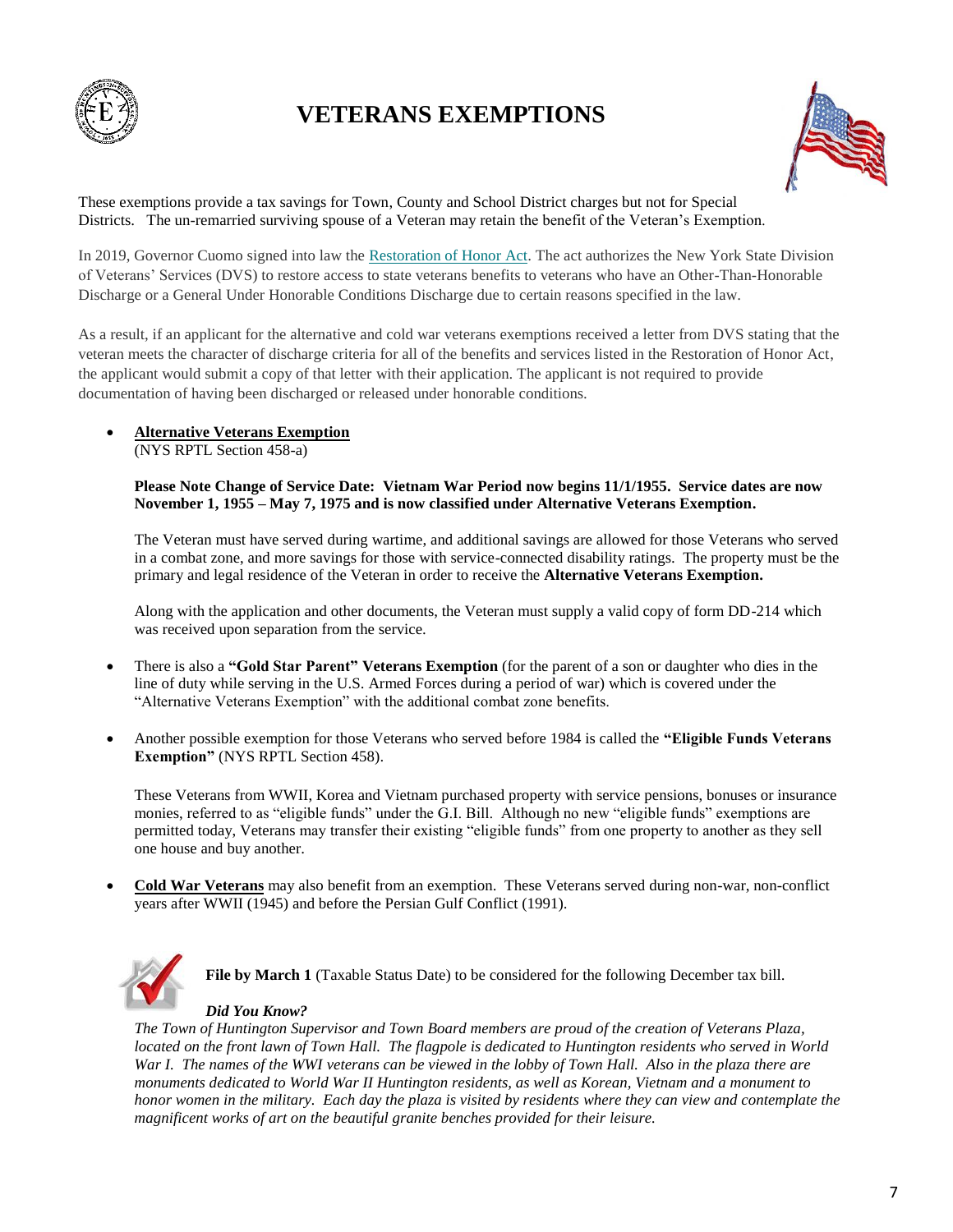# VETERANS EXEMPTIONS

These exemptions provide a tax savings for Town, County and School District charges but not for Special Districts. The un-remarried surviving spouse of a Veteran may retain the benefit of the Veteran's Exemption.

In 2019, Governor Cuomo signed into law the Restoration of Honor Act. The act authorizes the New York State Division of Veterans' Services (DVS) to restore access to state veterans benefits to veterans who have an Other-Than-Honorable Discharge or a General Under Honorable Conditions Discharge due to certain reasons specified in the law.

As a result, if an applicant for the alternative and cold war veterans exemptions received a letter from DVS stating that the veteran meets the character of discharge criteria for all of the benefits and services listed in the Restoration of Honor Act, the applicant would submit a copy of that letter with their application. The applicant is not required to provide documentation of having been discharged or released under honorable conditions.

- **Alternative Veterans Exemption**
  (NYS RPTL Section 458-a)

  **Please Note Change of Service Date: Vietnam War Period now begins 11/1/1955. Service dates are now November 1, 1955 – May 7, 1975 and is now classified under Alternative Veterans Exemption.**

  The Veteran must have served during wartime, and additional savings are allowed for those Veterans who served in a combat zone, and more savings for those with service-connected disability ratings. The property must be the primary and legal residence of the Veteran in order to receive the **Alternative Veterans Exemption.**

  Along with the application and other documents, the Veteran must supply a valid copy of form DD-214 which was received upon separation from the service.

- There is also a **"Gold Star Parent" Veterans Exemption** (for the parent of a son or daughter who dies in the line of duty while serving in the U.S. Armed Forces during a period of war) which is covered under the "Alternative Veterans Exemption" with the additional combat zone benefits.

- Another possible exemption for those Veterans who served before 1984 is called the **"Eligible Funds Veterans Exemption"** (NYS RPTL Section 458).

  These Veterans from WWII, Korea and Vietnam purchased property with service pensions, bonuses or insurance monies, referred to as "eligible funds" under the G.I. Bill. Although no new "eligible funds" exemptions are permitted today, Veterans may transfer their existing "eligible funds" from one property to another as they sell one house and buy another.

- **Cold War Veterans** may also benefit from an exemption. These Veterans served during non-war, non-conflict years after WWII (1945) and before the Persian Gulf Conflict (1991).

**File by March 1** (Taxable Status Date) to be considered for the following December tax bill.

***Did You Know?***

*The Town of Huntington Supervisor and Town Board members are proud of the creation of Veterans Plaza, located on the front lawn of Town Hall. The flagpole is dedicated to Huntington residents who served in World War I. The names of the WWI veterans can be viewed in the lobby of Town Hall. Also in the plaza there are monuments dedicated to World War II Huntington residents, as well as Korean, Vietnam and a monument to honor women in the military. Each day the plaza is visited by residents where they can view and contemplate the magnificent works of art on the beautiful granite benches provided for their leisure.*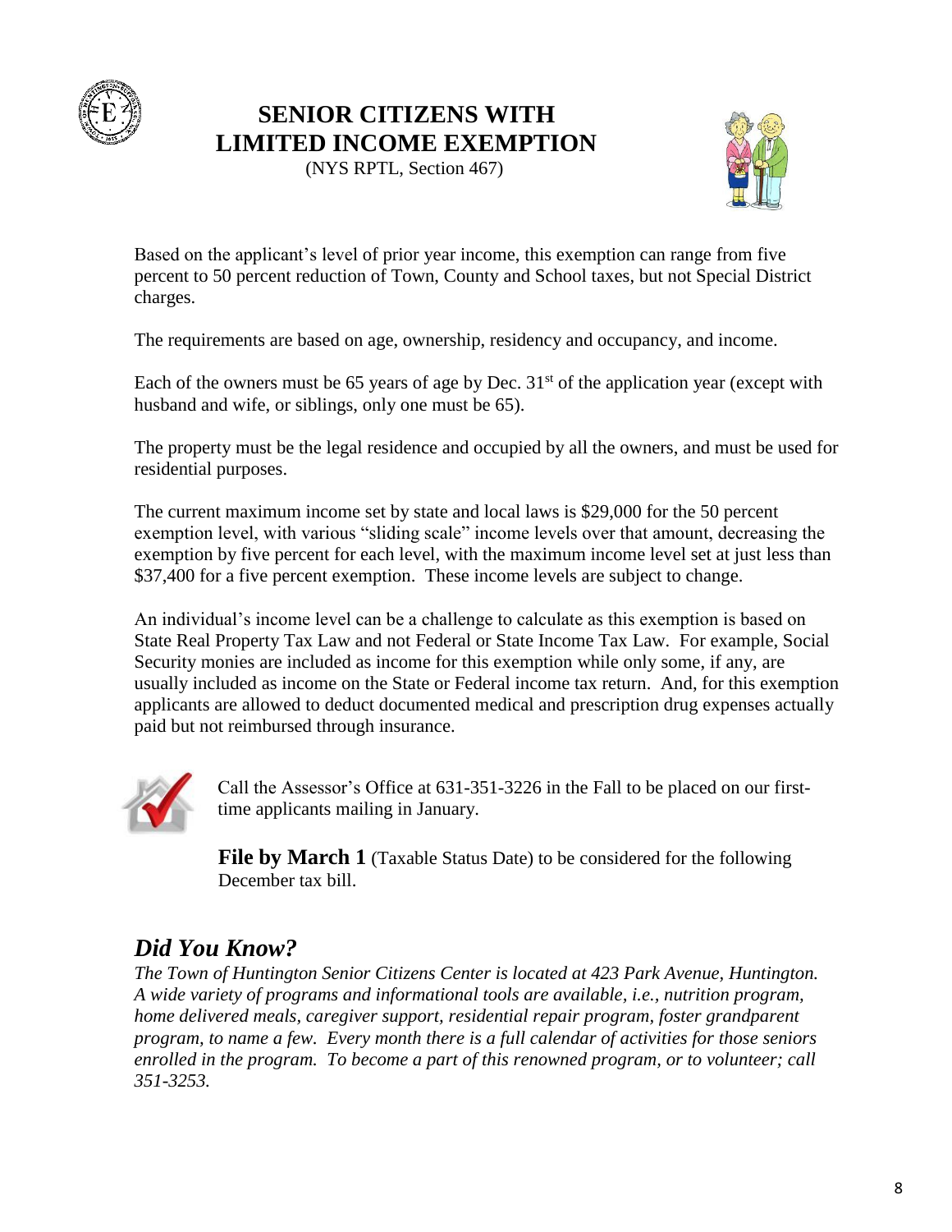# SENIOR CITIZENS WITH LIMITED INCOME EXEMPTION

(NYS RPTL, Section 467)

Based on the applicant's level of prior year income, this exemption can range from five percent to 50 percent reduction of Town, County and School taxes, but not Special District charges.

The requirements are based on age, ownership, residency and occupancy, and income.

Each of the owners must be 65 years of age by Dec. 31st of the application year (except with husband and wife, or siblings, only one must be 65).

The property must be the legal residence and occupied by all the owners, and must be used for residential purposes.

The current maximum income set by state and local laws is $29,000 for the 50 percent exemption level, with various "sliding scale" income levels over that amount, decreasing the exemption by five percent for each level, with the maximum income level set at just less than $37,400 for a five percent exemption. These income levels are subject to change.

An individual's income level can be a challenge to calculate as this exemption is based on State Real Property Tax Law and not Federal or State Income Tax Law. For example, Social Security monies are included as income for this exemption while only some, if any, are usually included as income on the State or Federal income tax return. And, for this exemption applicants are allowed to deduct documented medical and prescription drug expenses actually paid but not reimbursed through insurance.

Call the Assessor's Office at 631-351-3226 in the Fall to be placed on our first-time applicants mailing in January.

**File by March 1** (Taxable Status Date) to be considered for the following December tax bill.

## *Did You Know?*

*The Town of Huntington Senior Citizens Center is located at 423 Park Avenue, Huntington. A wide variety of programs and informational tools are available, i.e., nutrition program, home delivered meals, caregiver support, residential repair program, foster grandparent program, to name a few. Every month there is a full calendar of activities for those seniors enrolled in the program. To become a part of this renowned program, or to volunteer; call 351-3253.*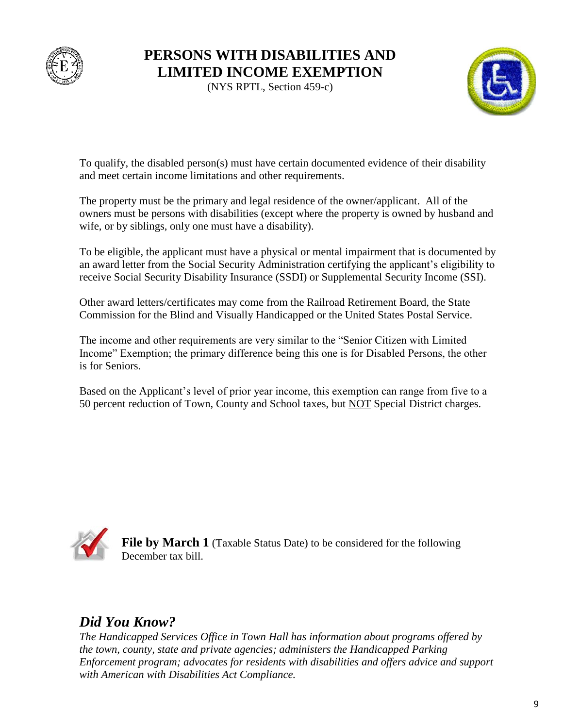# PERSONS WITH DISABILITIES AND LIMITED INCOME EXEMPTION

(NYS RPTL, Section 459-c)

To qualify, the disabled person(s) must have certain documented evidence of their disability and meet certain income limitations and other requirements.

The property must be the primary and legal residence of the owner/applicant. All of the owners must be persons with disabilities (except where the property is owned by husband and wife, or by siblings, only one must have a disability).

To be eligible, the applicant must have a physical or mental impairment that is documented by an award letter from the Social Security Administration certifying the applicant's eligibility to receive Social Security Disability Insurance (SSDI) or Supplemental Security Income (SSI).

Other award letters/certificates may come from the Railroad Retirement Board, the State Commission for the Blind and Visually Handicapped or the United States Postal Service.

The income and other requirements are very similar to the "Senior Citizen with Limited Income" Exemption; the primary difference being this one is for Disabled Persons, the other is for Seniors.

Based on the Applicant's level of prior year income, this exemption can range from five to a 50 percent reduction of Town, County and School taxes, but <u>NOT</u> Special District charges.

**File by March 1** (Taxable Status Date) to be considered for the following December tax bill.

## *Did You Know?*

*The Handicapped Services Office in Town Hall has information about programs offered by the town, county, state and private agencies; administers the Handicapped Parking Enforcement program; advocates for residents with disabilities and offers advice and support with American with Disabilities Act Compliance.*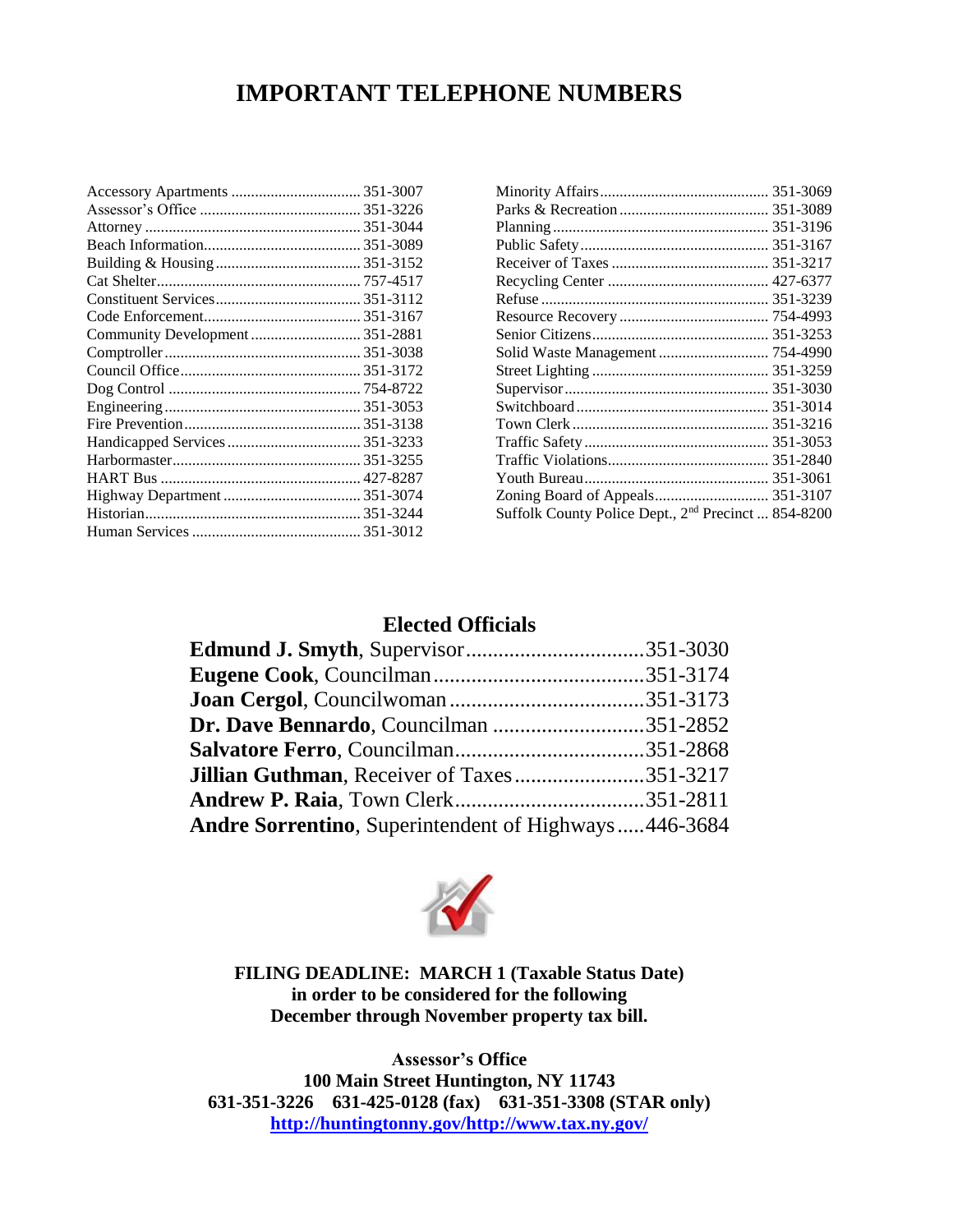# IMPORTANT TELEPHONE NUMBERS

| | |
|---|---|
| Accessory Apartments | 351-3007 |
| Assessor's Office | 351-3226 |
| Attorney | 351-3044 |
| Beach Information | 351-3089 |
| Building & Housing | 351-3152 |
| Cat Shelter | 757-4517 |
| Constituent Services | 351-3112 |
| Code Enforcement | 351-3167 |
| Community Development | 351-2881 |
| Comptroller | 351-3038 |
| Council Office | 351-3172 |
| Dog Control | 754-8722 |
| Engineering | 351-3053 |
| Fire Prevention | 351-3138 |
| Handicapped Services | 351-3233 |
| Harbormaster | 351-3255 |
| HART Bus | 427-8287 |
| Highway Department | 351-3074 |
| Historian | 351-3244 |
| Human Services | 351-3012 |
| Minority Affairs | 351-3069 |
| Parks & Recreation | 351-3089 |
| Planning | 351-3196 |
| Public Safety | 351-3167 |
| Receiver of Taxes | 351-3217 |
| Recycling Center | 427-6377 |
| Refuse | 351-3239 |
| Resource Recovery | 754-4993 |
| Senior Citizens | 351-3253 |
| Solid Waste Management | 754-4990 |
| Street Lighting | 351-3259 |
| Supervisor | 351-3030 |
| Switchboard | 351-3014 |
| Town Clerk | 351-3216 |
| Traffic Safety | 351-3053 |
| Traffic Violations | 351-2840 |
| Youth Bureau | 351-3061 |
| Zoning Board of Appeals | 351-3107 |
| Suffolk County Police Dept., 2nd Precinct | 854-8200 |

## Elected Officials

| | |
|---|---|
| **Edmund J. Smyth**, Supervisor | 351-3030 |
| **Eugene Cook**, Councilman | 351-3174 |
| **Joan Cergol**, Councilwoman | 351-3173 |
| **Dr. Dave Bennardo**, Councilman | 351-2852 |
| **Salvatore Ferro**, Councilman | 351-2868 |
| **Jillian Guthman**, Receiver of Taxes | 351-3217 |
| **Andrew P. Raia**, Town Clerk | 351-2811 |
| **Andre Sorrentino**, Superintendent of Highways | 446-3684 |

**FILING DEADLINE: MARCH 1 (Taxable Status Date)**
**in order to be considered for the following**
**December through November property tax bill.**

**Assessor's Office**
**100 Main Street Huntington, NY 11743**
**631-351-3226 631-425-0128 (fax) 631-351-3308 (STAR only)**
**http://huntingtonny.gov/http://www.tax.ny.gov/**